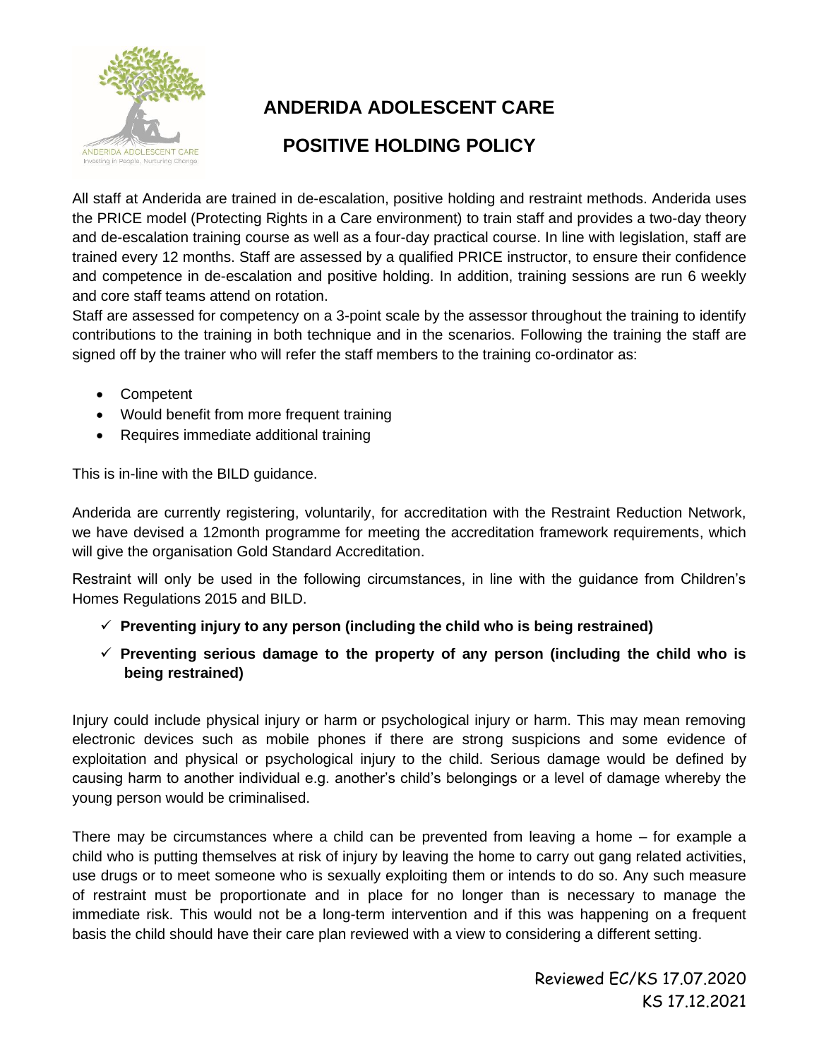# ANDERIDA ADOLESCENT CARE

## POSITIVE HOLDING POLICY

All staff at Anderida are trained in de-escalation, positive holding and restraint methods. Anderida uses the PRICE model (Protecting Rights in a Care environment) to train staff and provides a two-day theory and de-escalation training course as well as a four-day practical course. In line with legislation, staff are trained every 12 months. Staff are assessed by a qualified PRICE instructor, to ensure their confidence and competence in de-escalation and positive holding. In addition, training sessions are run 6 weekly and core staff teams attend on rotation.

Staff are assessed for competency on a 3-point scale by the assessor throughout the training to identify contributions to the training in both technique and in the scenarios. Following the training the staff are signed off by the trainer who will refer the staff members to the training co-ordinator as:

- Competent
- Would benefit from more frequent training
- Requires immediate additional training

This is in-line with the BILD guidance.

Anderida are currently registering, voluntarily, for accreditation with the Restraint Reduction Network, we have devised a 12month programme for meeting the accreditation framework requirements, which will give the organisation Gold Standard Accreditation.

Restraint will only be used in the following circumstances, in line with the guidance from Children's Homes Regulations 2015 and BILD.

- ✓ **Preventing injury to any person (including the child who is being restrained)**
- ✓ **Preventing serious damage to the property of any person (including the child who is being restrained)**

Injury could include physical injury or harm or psychological injury or harm. This may mean removing electronic devices such as mobile phones if there are strong suspicions and some evidence of exploitation and physical or psychological injury to the child. Serious damage would be defined by causing harm to another individual e.g. another's child's belongings or a level of damage whereby the young person would be criminalised.

There may be circumstances where a child can be prevented from leaving a home – for example a child who is putting themselves at risk of injury by leaving the home to carry out gang related activities, use drugs or to meet someone who is sexually exploiting them or intends to do so. Any such measure of restraint must be proportionate and in place for no longer than is necessary to manage the immediate risk. This would not be a long-term intervention and if this was happening on a frequent basis the child should have their care plan reviewed with a view to considering a different setting.

Reviewed EC/KS 17.07.2020
KS 17.12.2021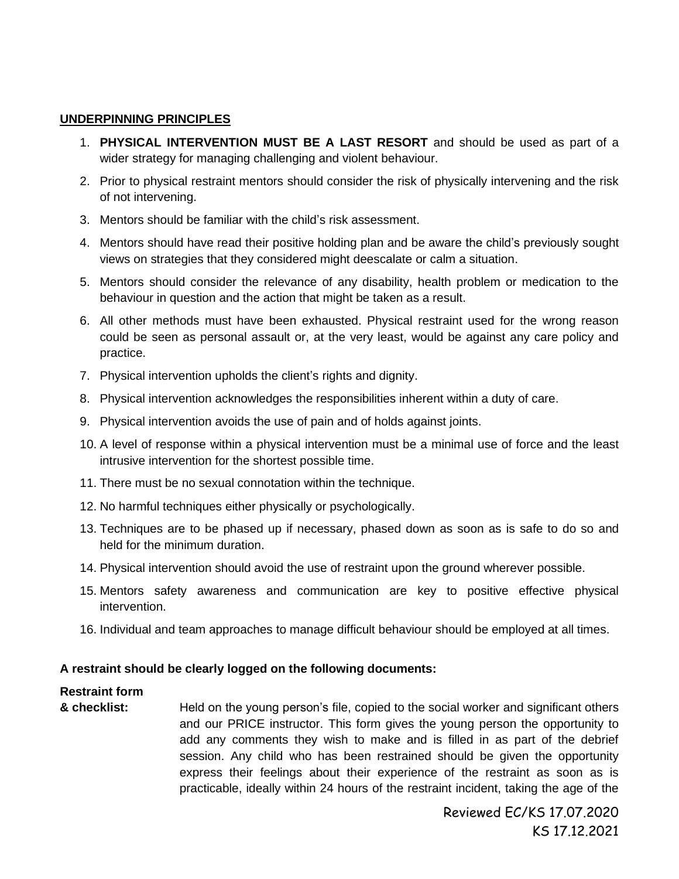**UNDERPINNING PRINCIPLES**

1. **PHYSICAL INTERVENTION MUST BE A LAST RESORT** and should be used as part of a wider strategy for managing challenging and violent behaviour.
2. Prior to physical restraint mentors should consider the risk of physically intervening and the risk of not intervening.
3. Mentors should be familiar with the child's risk assessment.
4. Mentors should have read their positive holding plan and be aware the child's previously sought views on strategies that they considered might deescalate or calm a situation.
5. Mentors should consider the relevance of any disability, health problem or medication to the behaviour in question and the action that might be taken as a result.
6. All other methods must have been exhausted. Physical restraint used for the wrong reason could be seen as personal assault or, at the very least, would be against any care policy and practice.
7. Physical intervention upholds the client's rights and dignity.
8. Physical intervention acknowledges the responsibilities inherent within a duty of care.
9. Physical intervention avoids the use of pain and of holds against joints.
10. A level of response within a physical intervention must be a minimal use of force and the least intrusive intervention for the shortest possible time.
11. There must be no sexual connotation within the technique.
12. No harmful techniques either physically or psychologically.
13. Techniques are to be phased up if necessary, phased down as soon as is safe to do so and held for the minimum duration.
14. Physical intervention should avoid the use of restraint upon the ground wherever possible.
15. Mentors safety awareness and communication are key to positive effective physical intervention.
16. Individual and team approaches to manage difficult behaviour should be employed at all times.

**A restraint should be clearly logged on the following documents:**

**Restraint form & checklist:** Held on the young person's file, copied to the social worker and significant others and our PRICE instructor. This form gives the young person the opportunity to add any comments they wish to make and is filled in as part of the debrief session. Any child who has been restrained should be given the opportunity express their feelings about their experience of the restraint as soon as is practicable, ideally within 24 hours of the restraint incident, taking the age of the

Reviewed EC/KS 17.07.2020
KS 17.12.2021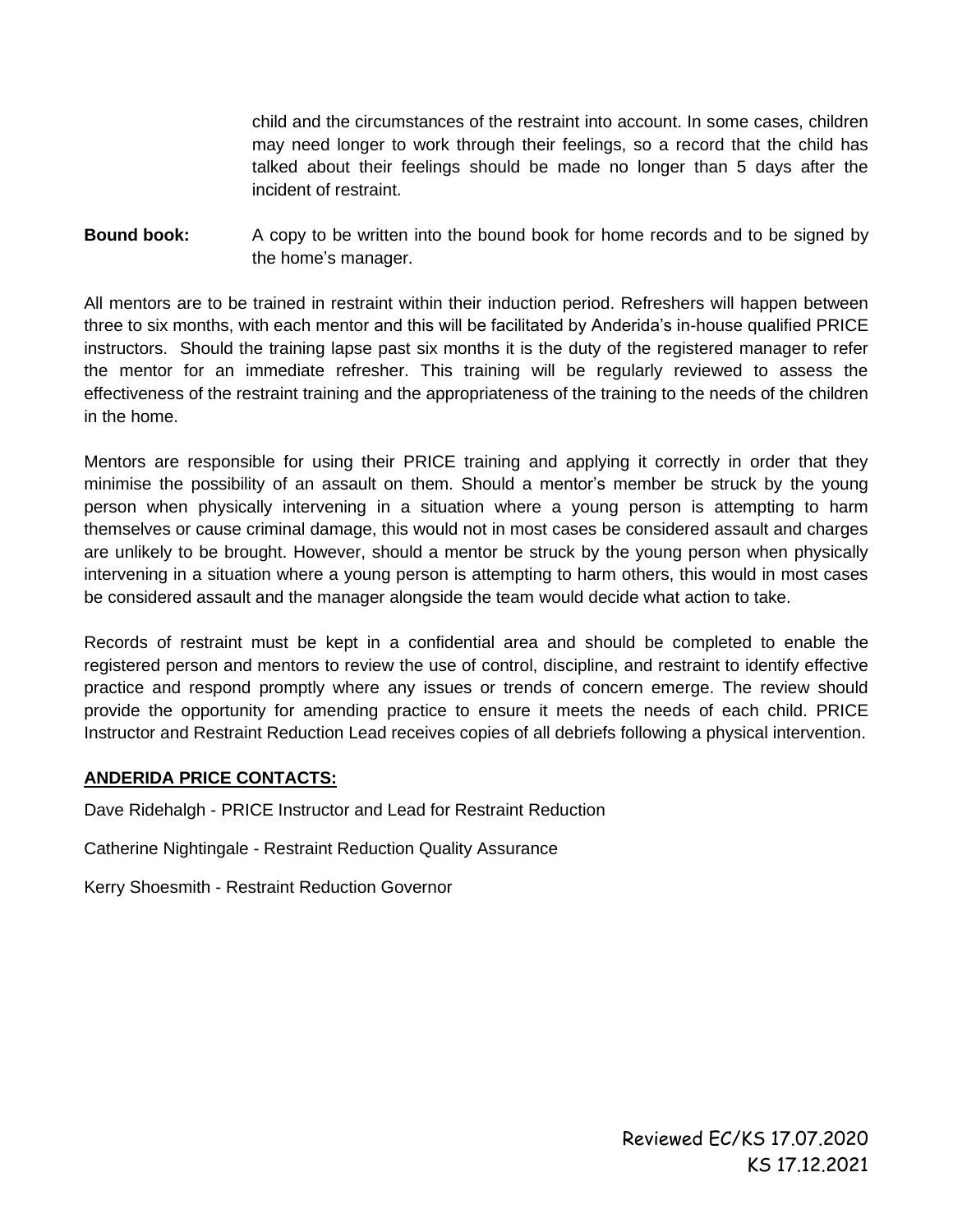child and the circumstances of the restraint into account. In some cases, children may need longer to work through their feelings, so a record that the child has talked about their feelings should be made no longer than 5 days after the incident of restraint.

**Bound book:** A copy to be written into the bound book for home records and to be signed by the home's manager.

All mentors are to be trained in restraint within their induction period. Refreshers will happen between three to six months, with each mentor and this will be facilitated by Anderida's in-house qualified PRICE instructors. Should the training lapse past six months it is the duty of the registered manager to refer the mentor for an immediate refresher. This training will be regularly reviewed to assess the effectiveness of the restraint training and the appropriateness of the training to the needs of the children in the home.

Mentors are responsible for using their PRICE training and applying it correctly in order that they minimise the possibility of an assault on them. Should a mentor's member be struck by the young person when physically intervening in a situation where a young person is attempting to harm themselves or cause criminal damage, this would not in most cases be considered assault and charges are unlikely to be brought. However, should a mentor be struck by the young person when physically intervening in a situation where a young person is attempting to harm others, this would in most cases be considered assault and the manager alongside the team would decide what action to take.

Records of restraint must be kept in a confidential area and should be completed to enable the registered person and mentors to review the use of control, discipline, and restraint to identify effective practice and respond promptly where any issues or trends of concern emerge. The review should provide the opportunity for amending practice to ensure it meets the needs of each child. PRICE Instructor and Restraint Reduction Lead receives copies of all debriefs following a physical intervention.

**ANDERIDA PRICE CONTACTS:**

Dave Ridehalgh - PRICE Instructor and Lead for Restraint Reduction

Catherine Nightingale - Restraint Reduction Quality Assurance

Kerry Shoesmith - Restraint Reduction Governor

Reviewed EC/KS 17.07.2020
KS 17.12.2021